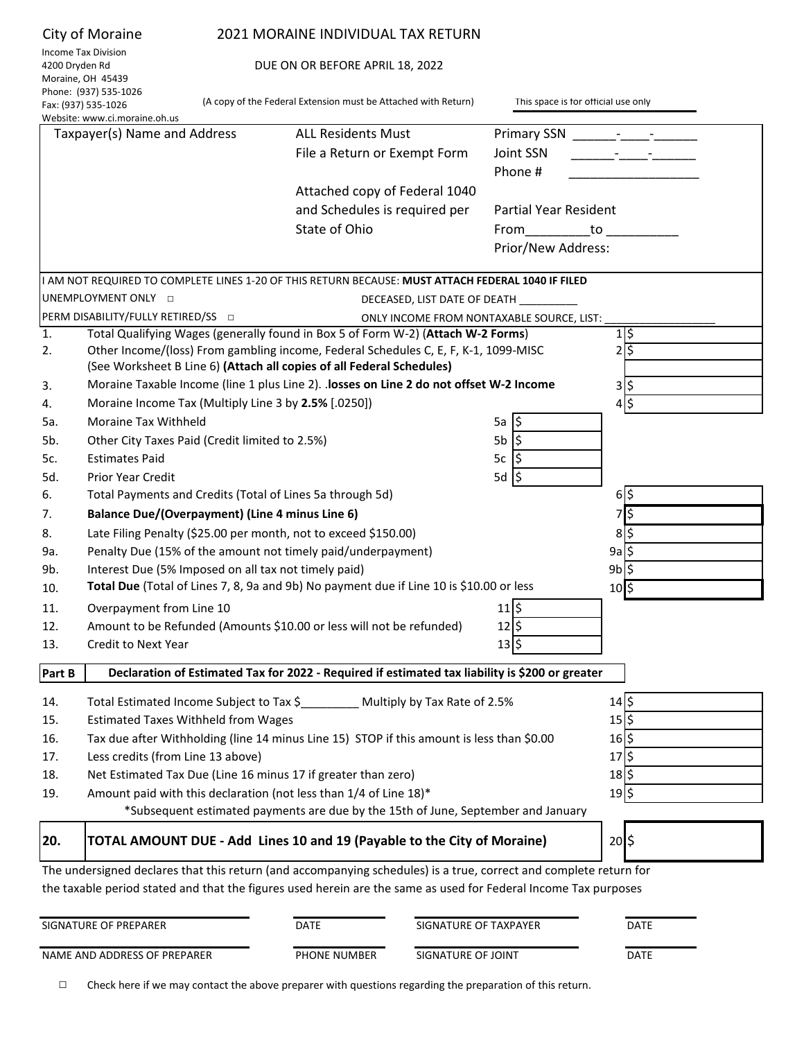City of Moraine

Income Tax Division
4200 Dryden Rd
Moraine, OH 45439
Phone: (937) 535-1026
Fax: (937) 535-1026
Website: www.ci.moraine.oh.us

# 2021 MORAINE INDIVIDUAL TAX RETURN

DUE ON OR BEFORE APRIL 18, 2022

(A copy of the Federal Extension must be Attached with Return)

This space is for official use only

| Taxpayer(s) Name and Address | ALL Residents Must File a Return or Exempt Form | Primary SSN ______-____-______ |
|---|---|---|
| | | Joint SSN ______-____-______ |
| | | Phone # ________________ |
| | Attached copy of Federal 1040 and Schedules is required per State of Ohio | Partial Year Resident |
| | | From_________to __________ |
| | | Prior/New Address: |

I AM NOT REQUIRED TO COMPLETE LINES 1-20 OF THIS RETURN BECAUSE: **MUST ATTACH FEDERAL 1040 IF FILED**

UNEMPLOYMENT ONLY ☐ DECEASED, LIST DATE OF DEATH _________

PERM DISABILITY/FULLY RETIRED/SS ☐ ONLY INCOME FROM NONTAXABLE SOURCE, LIST: ________________

| Line | Description | | Amount |
|---|---|---|---|
| 1. | Total Qualifying Wages (generally found in Box 5 of Form W-2) (**Attach W-2 Forms**) | | 1 $ |
| 2. | Other Income/(loss) From gambling income, Federal Schedules C, E, F, K-1, 1099-MISC (See Worksheet B Line 6) **(Attach all copies of all Federal Schedules)** | | 2 $ |
| 3. | Moraine Taxable Income (line 1 plus Line 2). .**losses on Line 2 do not offset W-2 Income** | | 3 $ |
| 4. | Moraine Income Tax (Multiply Line 3 by **2.5%** [.0250]) | | 4 $ |
| 5a. | Moraine Tax Withheld | 5a $ | |
| 5b. | Other City Taxes Paid (Credit limited to 2.5%) | 5b $ | |
| 5c. | Estimates Paid | 5c $ | |
| 5d. | Prior Year Credit | 5d $ | |
| 6. | Total Payments and Credits (Total of Lines 5a through 5d) | | 6 $ |
| 7. | **Balance Due/(Overpayment) (Line 4 minus Line 6)** | | 7 $ |
| 8. | Late Filing Penalty ($25.00 per month, not to exceed $150.00) | | 8 $ |
| 9a. | Penalty Due (15% of the amount not timely paid/underpayment) | | 9a $ |
| 9b. | Interest Due (5% Imposed on all tax not timely paid) | | 9b $ |
| 10. | **Total Due** (Total of Lines 7, 8, 9a and 9b) No payment due if Line 10 is $10.00 or less | | 10 $ |
| 11. | Overpayment from Line 10 | 11 $ | |
| 12. | Amount to be Refunded (Amounts $10.00 or less will not be refunded) | 12 $ | |
| 13. | Credit to Next Year | 13 $ | |

**Part B** **Declaration of Estimated Tax for 2022 - Required if estimated tax liability is $200 or greater**

| Line | Description | Amount |
|---|---|---|
| 14. | Total Estimated Income Subject to Tax $_________ Multiply by Tax Rate of 2.5% | 14 $ |
| 15. | Estimated Taxes Withheld from Wages | 15 $ |
| 16. | Tax due after Withholding (line 14 minus Line 15) STOP if this amount is less than $0.00 | 16 $ |
| 17. | Less credits (from Line 13 above) | 17 $ |
| 18. | Net Estimated Tax Due (Line 16 minus 17 if greater than zero) | 18 $ |
| 19. | Amount paid with this declaration (not less than 1/4 of Line 18)* | 19 $ |

*Subsequent estimated payments are due by the 15th of June, September and January

| | | |
|---|---|---|
| **20.** | **TOTAL AMOUNT DUE - Add Lines 10 and 19 (Payable to the City of Moraine)** | 20 $ |

The undersigned declares that this return (and accompanying schedules) is a true, correct and complete return for the taxable period stated and that the figures used herein are the same as used for Federal Income Tax purposes

| | | | |
|---|---|---|---|
| SIGNATURE OF PREPARER | DATE | SIGNATURE OF TAXPAYER | DATE |
| NAME AND ADDRESS OF PREPARER | PHONE NUMBER | SIGNATURE OF JOINT | DATE |

☐ Check here if we may contact the above preparer with questions regarding the preparation of this return.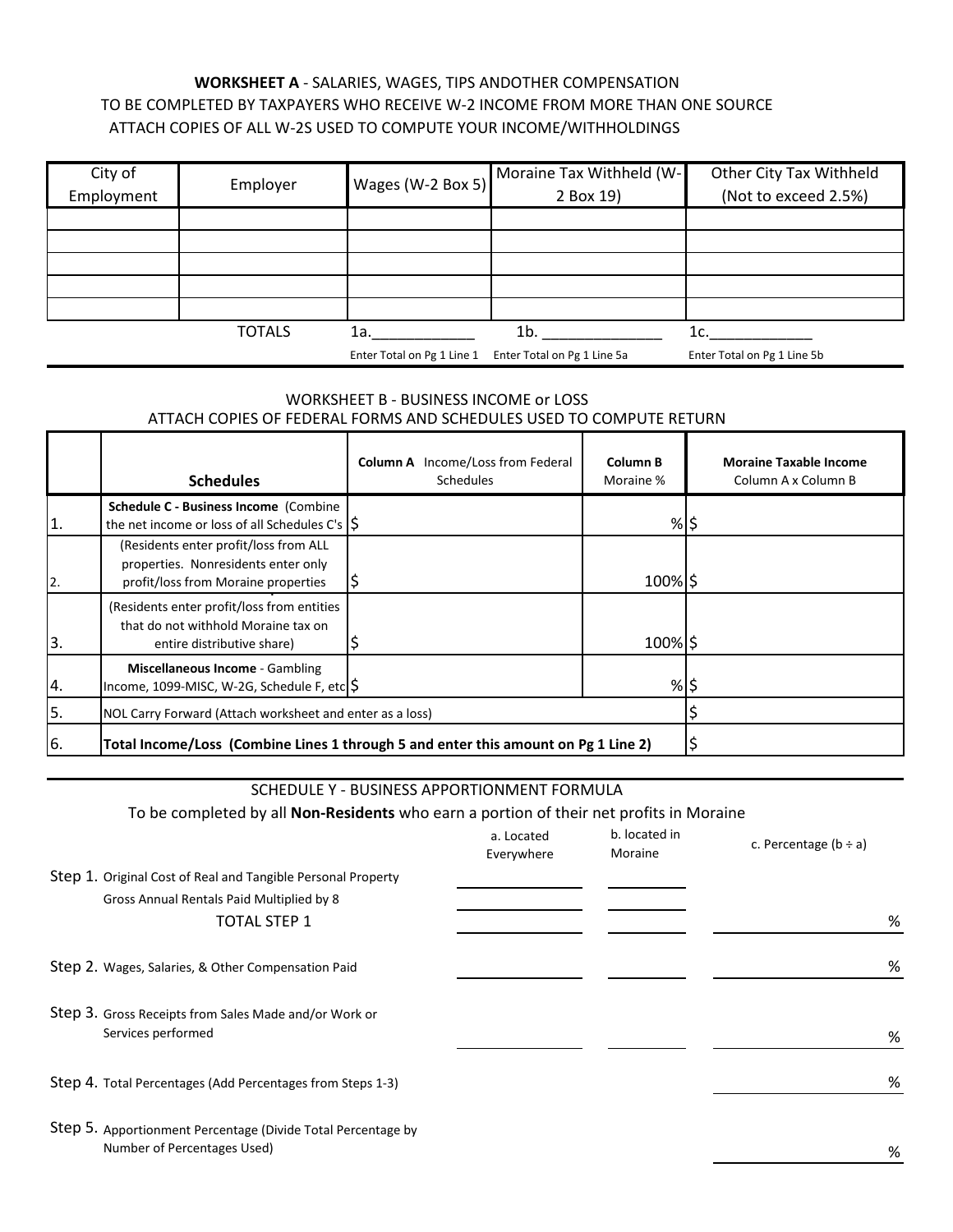**WORKSHEET A** - SALARIES, WAGES, TIPS ANDOTHER COMPENSATION
TO BE COMPLETED BY TAXPAYERS WHO RECEIVE W-2 INCOME FROM MORE THAN ONE SOURCE
ATTACH COPIES OF ALL W-2S USED TO COMPUTE YOUR INCOME/WITHHOLDINGS

| City of Employment | Employer | Wages (W-2 Box 5) | Moraine Tax Withheld (W-2 Box 19) | Other City Tax Withheld (Not to exceed 2.5%) |
|---|---|---|---|---|
| | | | | |
| | | | | |
| | | | | |
| | | | | |
| | | | | |
| | TOTALS | 1a.___________ Enter Total on Pg 1 Line 1 | 1b. _____________ Enter Total on Pg 1 Line 5a | 1c.___________ Enter Total on Pg 1 Line 5b |

WORKSHEET B - BUSINESS INCOME or LOSS
ATTACH COPIES OF FEDERAL FORMS AND SCHEDULES USED TO COMPUTE RETURN

| | **Schedules** | **Column A** Income/Loss from Federal Schedules | **Column B** Moraine % | **Moraine Taxable Income** Column A x Column B |
|---|---|---|---|---|
| 1. | **Schedule C - Business Income** (Combine the net income or loss of all Schedules C's | $ | % | $ |
| 2. | (Residents enter profit/loss from ALL properties. Nonresidents enter only profit/loss from Moraine properties | $ | 100% | $ |
| 3. | (Residents enter profit/loss from entities that do not withhold Moraine tax on entire distributive share) | $ | 100% | $ |
| 4. | **Miscellaneous Income** - Gambling Income, 1099-MISC, W-2G, Schedule F, etc | $ | % | $ |
| 5. | NOL Carry Forward (Attach worksheet and enter as a loss) | | | $ |
| 6. | **Total Income/Loss (Combine Lines 1 through 5 and enter this amount on Pg 1 Line 2)** | | | $ |

SCHEDULE Y - BUSINESS APPORTIONMENT FORMULA

To be completed by all **Non-Residents** who earn a portion of their net profits in Moraine

| | a. Located Everywhere | b. located in Moraine | c. Percentage (b ÷ a) |
|---|---|---|---|
| Step 1. Original Cost of Real and Tangible Personal Property | | | |
| Gross Annual Rentals Paid Multiplied by 8 | | | |
| TOTAL STEP 1 | | | % |
| Step 2. Wages, Salaries, & Other Compensation Paid | | | % |
| Step 3. Gross Receipts from Sales Made and/or Work or Services performed | | | % |
| Step 4. Total Percentages (Add Percentages from Steps 1-3) | | | % |
| Step 5. Apportionment Percentage (Divide Total Percentage by Number of Percentages Used) | | | % |